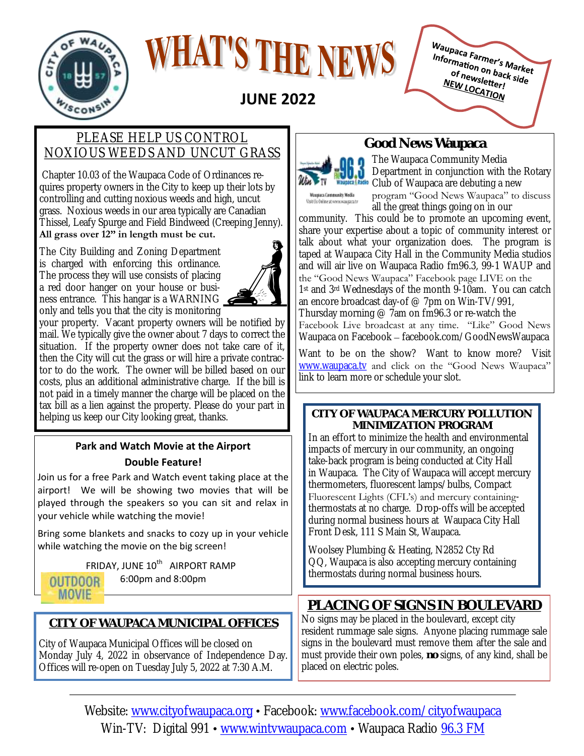# WHAT'S THE NEWS

**JUNE 2022**

Waupaca Farmer's Market Information on back side of newsletter! NEW LOCATION

## PLEASE HELP US CONTROL NOXIOUS WEEDS AND UNCUT GRASS

Chapter 10.03 of the Waupaca Code of Ordinances requires property owners in the City to keep up their lots by controlling and cutting noxious weeds and high, uncut grass. Noxious weeds in our area typically are Canadian Thissel, Leafy Spurge and Field Bindweed (Creeping Jenny). **All grass over 12" in length must be cut.**

The City Building and Zoning Department is charged with enforcing this ordinance. The process they will use consists of placing a red door hanger on your house or business entrance. This hangar is a WARNING only and tells you that the city is monitoring your property. Vacant property owners will be notified by mail. We typically give the owner about 7 days to correct the situation. If the property owner does not take care of it, then the City will cut the grass or will hire a private contractor to do the work. The owner will be billed based on our costs, plus an additional administrative charge. If the bill is not paid in a timely manner the charge will be placed on the tax bill as a lien against the property. Please do your part in helping us keep our City looking great, thanks.

## Park and Watch Movie at the Airport

**Double Feature!**

Join us for a free Park and Watch event taking place at the airport! We will be showing two movies that will be played through the speakers so you can sit and relax in your vehicle while watching the movie!

Bring some blankets and snacks to cozy up in your vehicle while watching the movie on the big screen!

OUTDOOR MOVIE

FRIDAY, JUNE 10th AIRPORT RAMP
6:00pm and 8:00pm

## CITY OF WAUPACA MUNICIPAL OFFICES

City of Waupaca Municipal Offices will be closed on Monday July 4, 2022 in observance of Independence Day. Offices will re-open on Tuesday July 5, 2022 at 7:30 A.M.

## Good News Waupaca

The Waupaca Community Media Department in conjunction with the Rotary Club of Waupaca are debuting a new program "Good News Waupaca" to discuss all the great things going on in our community. This could be to promote an upcoming event, share your expertise about a topic of community interest or talk about what your organization does. The program is taped at Waupaca City Hall in the Community Media studios and will air live on Waupaca Radio fm96.3, 99-1 WAUP and the "Good News Waupaca" Facebook page LIVE on the 1st and 3rd Wednesdays of the month 9-10am. You can catch an encore broadcast day-of @ 7pm on Win-TV/991, Thursday morning @ 7am on fm96.3 or re-watch the Facebook Live broadcast at any time. "Like" Good News Waupaca on Facebook – facebook.com/GoodNewsWaupaca

Want to be on the show? Want to know more? Visit www.waupaca.tv and click on the "Good News Waupaca" link to learn more or schedule your slot.

## CITY OF WAUPACA MERCURY POLLUTION MINIMIZATION PROGRAM

In an effort to minimize the health and environmental impacts of mercury in our community, an ongoing take-back program is being conducted at City Hall in Waupaca. The City of Waupaca will accept mercury thermometers, fluorescent lamps/bulbs, Compact Fluorescent Lights (CFL's) and mercury containing-thermostats at no charge. Drop-offs will be accepted during normal business hours at Waupaca City Hall Front Desk, 111 S Main St, Waupaca.

Woolsey Plumbing & Heating, N2852 Cty Rd QQ, Waupaca is also accepting mercury containing thermostats during normal business hours.

## PLACING OF SIGNS IN BOULEVARD

No signs may be placed in the boulevard, except city resident rummage sale signs. Anyone placing rummage sale signs in the boulevard must remove them after the sale and must provide their own poles, **no** signs, of any kind, shall be placed on electric poles.

---

Website: www.cityofwaupaca.org • Facebook: www.facebook.com/cityofwaupaca
Win-TV: Digital 991 • www.wintvwaupaca.com • Waupaca Radio 96.3 FM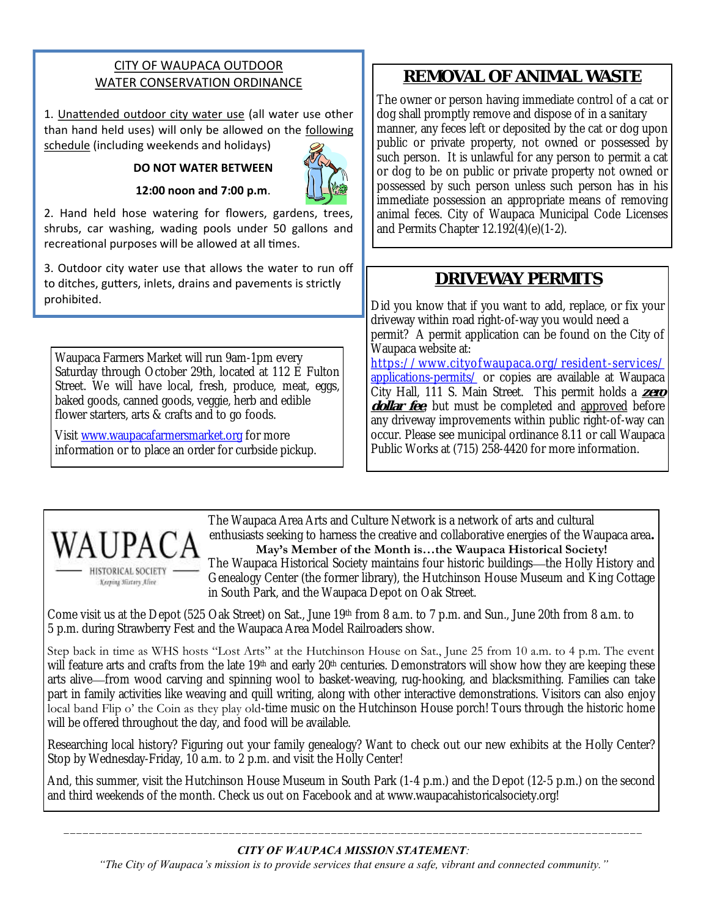## CITY OF WAUPACA OUTDOOR WATER CONSERVATION ORDINANCE

1. Unattended outdoor city water use (all water use other than hand held uses) will only be allowed on the following schedule (including weekends and holidays)

**DO NOT WATER BETWEEN**

**12:00 noon and 7:00 p.m.**

2. Hand held hose watering for flowers, gardens, trees, shrubs, car washing, wading pools under 50 gallons and recreational purposes will be allowed at all times.

3. Outdoor city water use that allows the water to run off to ditches, gutters, inlets, drains and pavements is strictly prohibited.

Waupaca Farmers Market will run 9am-1pm every Saturday through October 29th, located at 112 E Fulton Street. We will have local, fresh, produce, meat, eggs, baked goods, canned goods, veggie, herb and edible flower starters, arts & crafts and to go foods.

Visit www.waupacafarmersmarket.org for more information or to place an order for curbside pickup.

## REMOVAL OF ANIMAL WASTE

The owner or person having immediate control of a cat or dog shall promptly remove and dispose of in a sanitary manner, any feces left or deposited by the cat or dog upon public or private property, not owned or possessed by such person. It is unlawful for any person to permit a cat or dog to be on public or private property not owned or possessed by such person unless such person has in his immediate possession an appropriate means of removing animal feces. City of Waupaca Municipal Code Licenses and Permits Chapter 12.192(4)(e)(1-2).

## DRIVEWAY PERMITS

Did you know that if you want to add, replace, or fix your driveway within road right-of-way you would need a permit? A permit application can be found on the City of Waupaca website at: https://www.cityofwaupaca.org/resident-services/applications-permits/ or copies are available at Waupaca City Hall, 111 S. Main Street. This permit holds a ***zero dollar fee***, but must be completed and approved before any driveway improvements within public right-of-way can occur. Please see municipal ordinance 8.11 or call Waupaca Public Works at (715) 258-4420 for more information.

WAUPACA HISTORICAL SOCIETY — Keeping History Alive

The Waupaca Area Arts and Culture Network is a network of arts and cultural enthusiasts seeking to harness the creative and collaborative energies of the Waupaca area.

**May's Member of the Month is…the Waupaca Historical Society!**

The Waupaca Historical Society maintains four historic buildings—the Holly History and Genealogy Center (the former library), the Hutchinson House Museum and King Cottage in South Park, and the Waupaca Depot on Oak Street.

Come visit us at the Depot (525 Oak Street) on Sat., June 19th from 8 a.m. to 7 p.m. and Sun., June 20th from 8 a.m. to 5 p.m. during Strawberry Fest and the Waupaca Area Model Railroaders show.

Step back in time as WHS hosts "Lost Arts" at the Hutchinson House on Sat., June 25 from 10 a.m. to 4 p.m. The event will feature arts and crafts from the late 19th and early 20th centuries. Demonstrators will show how they are keeping these arts alive—from wood carving and spinning wool to basket-weaving, rug-hooking, and blacksmithing. Families can take part in family activities like weaving and quill writing, along with other interactive demonstrations. Visitors can also enjoy local band Flip o' the Coin as they play old-time music on the Hutchinson House porch! Tours through the historic home will be offered throughout the day, and food will be available.

Researching local history? Figuring out your family genealogy? Want to check out our new exhibits at the Holly Center? Stop by Wednesday-Friday, 10 a.m. to 2 p.m. and visit the Holly Center!

And, this summer, visit the Hutchinson House Museum in South Park (1-4 p.m.) and the Depot (12-5 p.m.) on the second and third weekends of the month. Check us out on Facebook and at www.waupacahistoricalsociety.org!

---

***CITY OF WAUPACA MISSION STATEMENT:***

*"The City of Waupaca's mission is to provide services that ensure a safe, vibrant and connected community."*